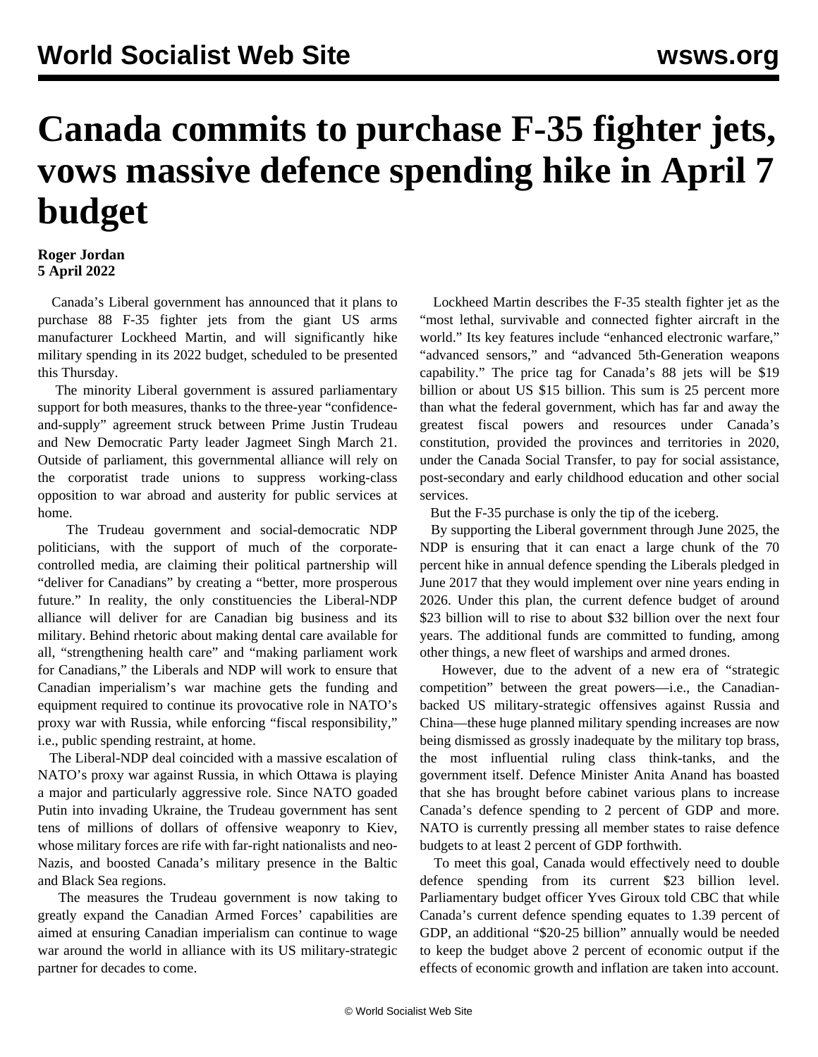# Canada commits to purchase F-35 fighter jets, vows massive defence spending hike in April 7 budget

**Roger Jordan**
**5 April 2022**

Canada's Liberal government has announced that it plans to purchase 88 F-35 fighter jets from the giant US arms manufacturer Lockheed Martin, and will significantly hike military spending in its 2022 budget, scheduled to be presented this Thursday.

The minority Liberal government is assured parliamentary support for both measures, thanks to the three-year "confidence-and-supply" agreement struck between Prime Justin Trudeau and New Democratic Party leader Jagmeet Singh March 21. Outside of parliament, this governmental alliance will rely on the corporatist trade unions to suppress working-class opposition to war abroad and austerity for public services at home.

The Trudeau government and social-democratic NDP politicians, with the support of much of the corporate-controlled media, are claiming their political partnership will "deliver for Canadians" by creating a "better, more prosperous future." In reality, the only constituencies the Liberal-NDP alliance will deliver for are Canadian big business and its military. Behind rhetoric about making dental care available for all, "strengthening health care" and "making parliament work for Canadians," the Liberals and NDP will work to ensure that Canadian imperialism's war machine gets the funding and equipment required to continue its provocative role in NATO's proxy war with Russia, while enforcing "fiscal responsibility," i.e., public spending restraint, at home.

The Liberal-NDP deal coincided with a massive escalation of NATO's proxy war against Russia, in which Ottawa is playing a major and particularly aggressive role. Since NATO goaded Putin into invading Ukraine, the Trudeau government has sent tens of millions of dollars of offensive weaponry to Kiev, whose military forces are rife with far-right nationalists and neo-Nazis, and boosted Canada's military presence in the Baltic and Black Sea regions.

The measures the Trudeau government is now taking to greatly expand the Canadian Armed Forces' capabilities are aimed at ensuring Canadian imperialism can continue to wage war around the world in alliance with its US military-strategic partner for decades to come.

Lockheed Martin describes the F-35 stealth fighter jet as the "most lethal, survivable and connected fighter aircraft in the world." Its key features include "enhanced electronic warfare," "advanced sensors," and "advanced 5th-Generation weapons capability." The price tag for Canada's 88 jets will be $19 billion or about US $15 billion. This sum is 25 percent more than what the federal government, which has far and away the greatest fiscal powers and resources under Canada's constitution, provided the provinces and territories in 2020, under the Canada Social Transfer, to pay for social assistance, post-secondary and early childhood education and other social services.

But the F-35 purchase is only the tip of the iceberg.

By supporting the Liberal government through June 2025, the NDP is ensuring that it can enact a large chunk of the 70 percent hike in annual defence spending the Liberals pledged in June 2017 that they would implement over nine years ending in 2026. Under this plan, the current defence budget of around $23 billion will to rise to about $32 billion over the next four years. The additional funds are committed to funding, among other things, a new fleet of warships and armed drones.

However, due to the advent of a new era of "strategic competition" between the great powers—i.e., the Canadian-backed US military-strategic offensives against Russia and China—these huge planned military spending increases are now being dismissed as grossly inadequate by the military top brass, the most influential ruling class think-tanks, and the government itself. Defence Minister Anita Anand has boasted that she has brought before cabinet various plans to increase Canada's defence spending to 2 percent of GDP and more. NATO is currently pressing all member states to raise defence budgets to at least 2 percent of GDP forthwith.

To meet this goal, Canada would effectively need to double defence spending from its current $23 billion level. Parliamentary budget officer Yves Giroux told CBC that while Canada's current defence spending equates to 1.39 percent of GDP, an additional "$20-25 billion" annually would be needed to keep the budget above 2 percent of economic output if the effects of economic growth and inflation are taken into account.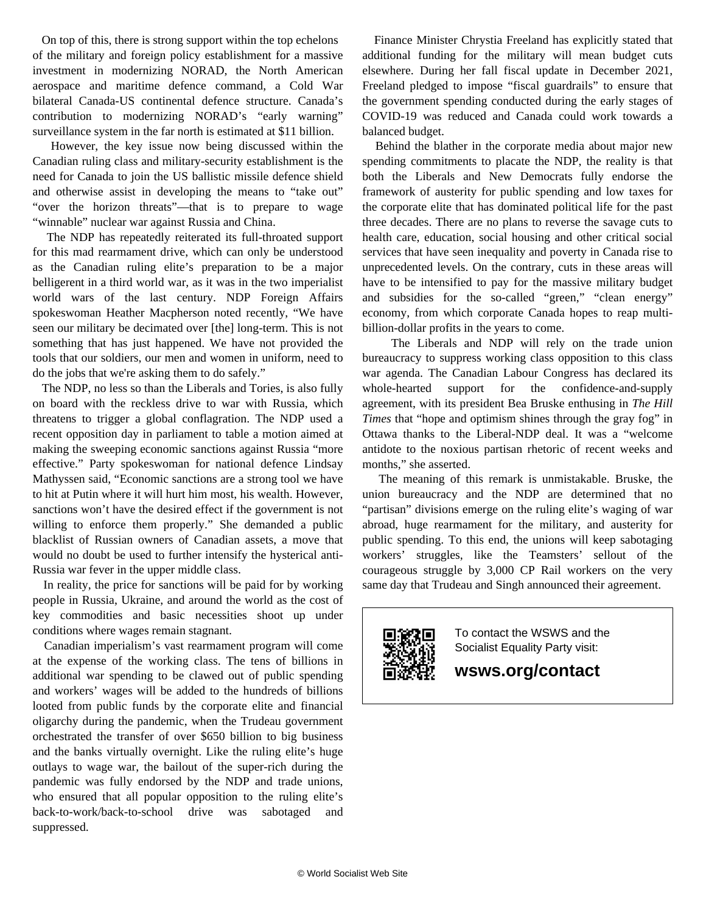On top of this, there is strong support within the top echelons of the military and foreign policy establishment for a massive investment in modernizing NORAD, the North American aerospace and maritime defence command, a Cold War bilateral Canada-US continental defence structure. Canada's contribution to modernizing NORAD's "early warning" surveillance system in the far north is estimated at $11 billion.

However, the key issue now being discussed within the Canadian ruling class and military-security establishment is the need for Canada to join the US ballistic missile defence shield and otherwise assist in developing the means to "take out" "over the horizon threats"—that is to prepare to wage "winnable" nuclear war against Russia and China.

The NDP has repeatedly reiterated its full-throated support for this mad rearmament drive, which can only be understood as the Canadian ruling elite's preparation to be a major belligerent in a third world war, as it was in the two imperialist world wars of the last century. NDP Foreign Affairs spokeswoman Heather Macpherson noted recently, "We have seen our military be decimated over [the] long-term. This is not something that has just happened. We have not provided the tools that our soldiers, our men and women in uniform, need to do the jobs that we're asking them to do safely."

The NDP, no less so than the Liberals and Tories, is also fully on board with the reckless drive to war with Russia, which threatens to trigger a global conflagration. The NDP used a recent opposition day in parliament to table a motion aimed at making the sweeping economic sanctions against Russia "more effective." Party spokeswoman for national defence Lindsay Mathyssen said, "Economic sanctions are a strong tool we have to hit at Putin where it will hurt him most, his wealth. However, sanctions won't have the desired effect if the government is not willing to enforce them properly." She demanded a public blacklist of Russian owners of Canadian assets, a move that would no doubt be used to further intensify the hysterical anti-Russia war fever in the upper middle class.

In reality, the price for sanctions will be paid for by working people in Russia, Ukraine, and around the world as the cost of key commodities and basic necessities shoot up under conditions where wages remain stagnant.

Canadian imperialism's vast rearmament program will come at the expense of the working class. The tens of billions in additional war spending to be clawed out of public spending and workers' wages will be added to the hundreds of billions looted from public funds by the corporate elite and financial oligarchy during the pandemic, when the Trudeau government orchestrated the transfer of over $650 billion to big business and the banks virtually overnight. Like the ruling elite's huge outlays to wage war, the bailout of the super-rich during the pandemic was fully endorsed by the NDP and trade unions, who ensured that all popular opposition to the ruling elite's back-to-work/back-to-school drive was sabotaged and suppressed.

Finance Minister Chrystia Freeland has explicitly stated that additional funding for the military will mean budget cuts elsewhere. During her fall fiscal update in December 2021, Freeland pledged to impose "fiscal guardrails" to ensure that the government spending conducted during the early stages of COVID-19 was reduced and Canada could work towards a balanced budget.

Behind the blather in the corporate media about major new spending commitments to placate the NDP, the reality is that both the Liberals and New Democrats fully endorse the framework of austerity for public spending and low taxes for the corporate elite that has dominated political life for the past three decades. There are no plans to reverse the savage cuts to health care, education, social housing and other critical social services that have seen inequality and poverty in Canada rise to unprecedented levels. On the contrary, cuts in these areas will have to be intensified to pay for the massive military budget and subsidies for the so-called "green," "clean energy" economy, from which corporate Canada hopes to reap multi-billion-dollar profits in the years to come.

The Liberals and NDP will rely on the trade union bureaucracy to suppress working class opposition to this class war agenda. The Canadian Labour Congress has declared its whole-hearted support for the confidence-and-supply agreement, with its president Bea Bruske enthusing in *The Hill Times* that "hope and optimism shines through the gray fog" in Ottawa thanks to the Liberal-NDP deal. It was a "welcome antidote to the noxious partisan rhetoric of recent weeks and months," she asserted.

The meaning of this remark is unmistakable. Bruske, the union bureaucracy and the NDP are determined that no "partisan" divisions emerge on the ruling elite's waging of war abroad, huge rearmament for the military, and austerity for public spending. To this end, the unions will keep sabotaging workers' struggles, like the Teamsters' sellout of the courageous struggle by 3,000 CP Rail workers on the very same day that Trudeau and Singh announced their agreement.

To contact the WSWS and the Socialist Equality Party visit:

**wsws.org/contact**